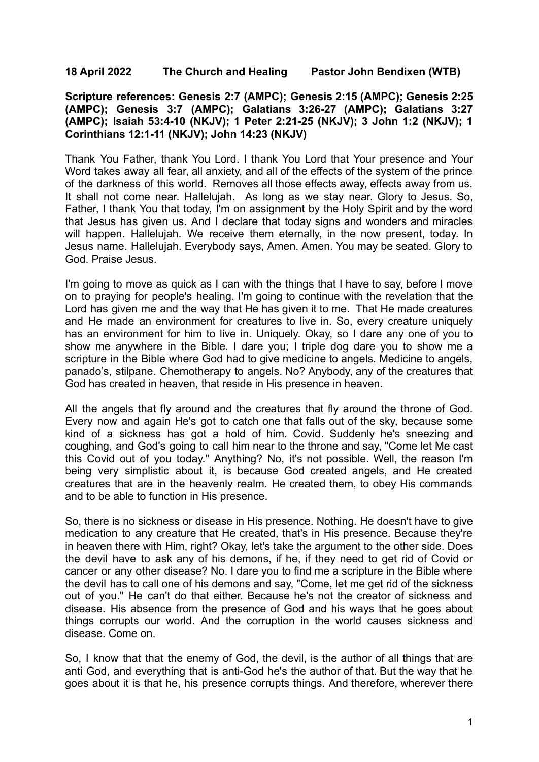**18 April 2022 The Church and Healing Pastor John Bendixen (WTB)**

**Scripture references: Genesis 2:7 (AMPC); Genesis 2:15 (AMPC); Genesis 2:25 (AMPC); Genesis 3:7 (AMPC); Galatians 3:26-27 (AMPC); Galatians 3:27 (AMPC); Isaiah 53:4-10 (NKJV); 1 Peter 2:21-25 (NKJV); 3 John 1:2 (NKJV); 1 Corinthians 12:1-11 (NKJV); John 14:23 (NKJV)**

Thank You Father, thank You Lord. I thank You Lord that Your presence and Your Word takes away all fear, all anxiety, and all of the effects of the system of the prince of the darkness of this world. Removes all those effects away, effects away from us. It shall not come near. Hallelujah. As long as we stay near. Glory to Jesus. So, Father, I thank You that today, I'm on assignment by the Holy Spirit and by the word that Jesus has given us. And I declare that today signs and wonders and miracles will happen. Hallelujah. We receive them eternally, in the now present, today. In Jesus name. Hallelujah. Everybody says, Amen. Amen. You may be seated. Glory to God. Praise Jesus.

I'm going to move as quick as I can with the things that I have to say, before I move on to praying for people's healing. I'm going to continue with the revelation that the Lord has given me and the way that He has given it to me. That He made creatures and He made an environment for creatures to live in. So, every creature uniquely has an environment for him to live in. Uniquely. Okay, so I dare any one of you to show me anywhere in the Bible. I dare you; I triple dog dare you to show me a scripture in the Bible where God had to give medicine to angels. Medicine to angels, panado's, stilpane. Chemotherapy to angels. No? Anybody, any of the creatures that God has created in heaven, that reside in His presence in heaven.

All the angels that fly around and the creatures that fly around the throne of God. Every now and again He's got to catch one that falls out of the sky, because some kind of a sickness has got a hold of him. Covid. Suddenly he's sneezing and coughing, and God's going to call him near to the throne and say, "Come let Me cast this Covid out of you today." Anything? No, it's not possible. Well, the reason I'm being very simplistic about it, is because God created angels, and He created creatures that are in the heavenly realm. He created them, to obey His commands and to be able to function in His presence.

So, there is no sickness or disease in His presence. Nothing. He doesn't have to give medication to any creature that He created, that's in His presence. Because they're in heaven there with Him, right? Okay, let's take the argument to the other side. Does the devil have to ask any of his demons, if he, if they need to get rid of Covid or cancer or any other disease? No. I dare you to find me a scripture in the Bible where the devil has to call one of his demons and say, "Come, let me get rid of the sickness out of you." He can't do that either. Because he's not the creator of sickness and disease. His absence from the presence of God and his ways that he goes about things corrupts our world. And the corruption in the world causes sickness and disease. Come on.

So, I know that that the enemy of God, the devil, is the author of all things that are anti God, and everything that is anti-God he's the author of that. But the way that he goes about it is that he, his presence corrupts things. And therefore, wherever there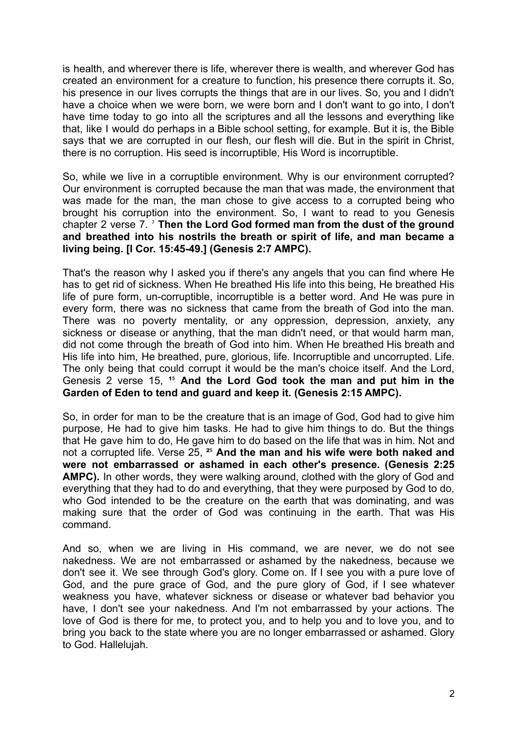is health, and wherever there is life, wherever there is wealth, and wherever God has created an environment for a creature to function, his presence there corrupts it. So, his presence in our lives corrupts the things that are in our lives. So, you and I didn't have a choice when we were born, we were born and I don't want to go into, I don't have time today to go into all the scriptures and all the lessons and everything like that, like I would do perhaps in a Bible school setting, for example. But it is, the Bible says that we are corrupted in our flesh, our flesh will die. But in the spirit in Christ, there is no corruption. His seed is incorruptible, His Word is incorruptible.

So, while we live in a corruptible environment. Why is our environment corrupted? Our environment is corrupted because the man that was made, the environment that was made for the man, the man chose to give access to a corrupted being who brought his corruption into the environment. So, I want to read to you Genesis chapter 2 verse 7. [7] **Then the Lord God formed man from the dust of the ground and breathed into his nostrils the breath or spirit of life, and man became a living being. [I Cor. 15:45-49.] (Genesis 2:7 AMPC).**

That's the reason why I asked you if there's any angels that you can find where He has to get rid of sickness. When He breathed His life into this being, He breathed His life of pure form, un-corruptible, incorruptible is a better word. And He was pure in every form, there was no sickness that came from the breath of God into the man. There was no poverty mentality, or any oppression, depression, anxiety, any sickness or disease or anything, that the man didn't need, or that would harm man, did not come through the breath of God into him. When He breathed His breath and His life into him, He breathed, pure, glorious, life. Incorruptible and uncorrupted. Life. The only being that could corrupt it would be the man's choice itself. And the Lord, Genesis 2 verse 15, [15] **And the Lord God took the man and put him in the Garden of Eden to tend and guard and keep it. (Genesis 2:15 AMPC).**

So, in order for man to be the creature that is an image of God, God had to give him purpose, He had to give him tasks. He had to give him things to do. But the things that He gave him to do, He gave him to do based on the life that was in him. Not and not a corrupted life. Verse 25, [25] **And the man and his wife were both naked and were not embarrassed or ashamed in each other's presence. (Genesis 2:25 AMPC).** In other words, they were walking around, clothed with the glory of God and everything that they had to do and everything, that they were purposed by God to do, who God intended to be the creature on the earth that was dominating, and was making sure that the order of God was continuing in the earth. That was His command.

And so, when we are living in His command, we are never, we do not see nakedness. We are not embarrassed or ashamed by the nakedness, because we don't see it. We see through God's glory. Come on. If I see you with a pure love of God, and the pure grace of God, and the pure glory of God, if I see whatever weakness you have, whatever sickness or disease or whatever bad behavior you have, I don't see your nakedness. And I'm not embarrassed by your actions. The love of God is there for me, to protect you, and to help you and to love you, and to bring you back to the state where you are no longer embarrassed or ashamed. Glory to God. Hallelujah.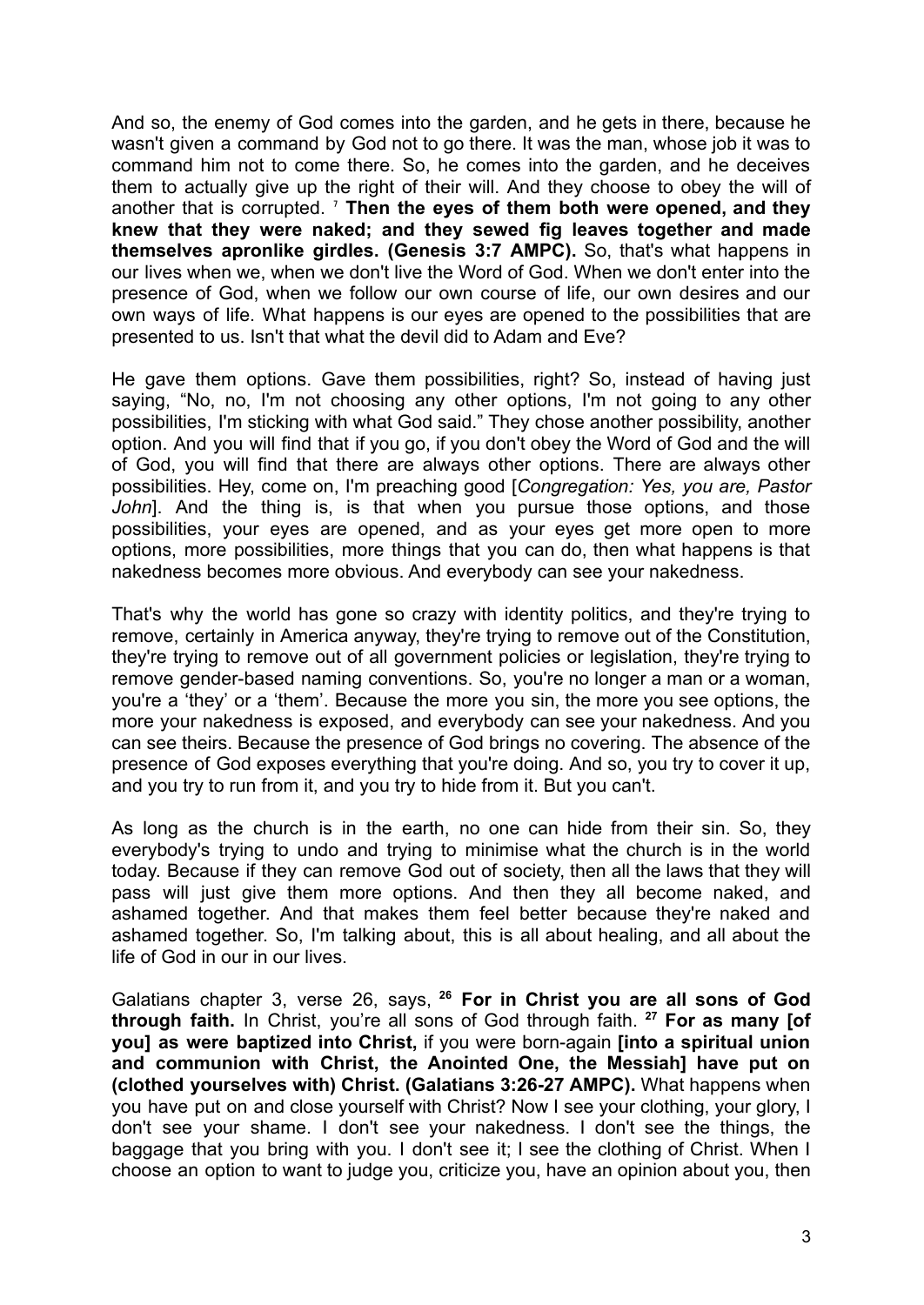And so, the enemy of God comes into the garden, and he gets in there, because he wasn't given a command by God not to go there. It was the man, whose job it was to command him not to come there. So, he comes into the garden, and he deceives them to actually give up the right of their will. And they choose to obey the will of another that is corrupted. [7] **Then the eyes of them both were opened, and they knew that they were naked; and they sewed fig leaves together and made themselves apronlike girdles. (Genesis 3:7 AMPC).** So, that's what happens in our lives when we, when we don't live the Word of God. When we don't enter into the presence of God, when we follow our own course of life, our own desires and our own ways of life. What happens is our eyes are opened to the possibilities that are presented to us. Isn't that what the devil did to Adam and Eve?

He gave them options. Gave them possibilities, right? So, instead of having just saying, "No, no, I'm not choosing any other options, I'm not going to any other possibilities, I'm sticking with what God said." They chose another possibility, another option. And you will find that if you go, if you don't obey the Word of God and the will of God, you will find that there are always other options. There are always other possibilities. Hey, come on, I'm preaching good [*Congregation: Yes, you are, Pastor John*]. And the thing is, is that when you pursue those options, and those possibilities, your eyes are opened, and as your eyes get more open to more options, more possibilities, more things that you can do, then what happens is that nakedness becomes more obvious. And everybody can see your nakedness.

That's why the world has gone so crazy with identity politics, and they're trying to remove, certainly in America anyway, they're trying to remove out of the Constitution, they're trying to remove out of all government policies or legislation, they're trying to remove gender-based naming conventions. So, you're no longer a man or a woman, you're a 'they' or a 'them'. Because the more you sin, the more you see options, the more your nakedness is exposed, and everybody can see your nakedness. And you can see theirs. Because the presence of God brings no covering. The absence of the presence of God exposes everything that you're doing. And so, you try to cover it up, and you try to run from it, and you try to hide from it. But you can't.

As long as the church is in the earth, no one can hide from their sin. So, they everybody's trying to undo and trying to minimise what the church is in the world today. Because if they can remove God out of society, then all the laws that they will pass will just give them more options. And then they all become naked, and ashamed together. And that makes them feel better because they're naked and ashamed together. So, I'm talking about, this is all about healing, and all about the life of God in our in our lives.

Galatians chapter 3, verse 26, says, [26] **For in Christ you are all sons of God through faith.** In Christ, you're all sons of God through faith. [27] **For as many [of you] as were baptized into Christ,** if you were born-again **[into a spiritual union and communion with Christ, the Anointed One, the Messiah] have put on (clothed yourselves with) Christ. (Galatians 3:26-27 AMPC).** What happens when you have put on and close yourself with Christ? Now I see your clothing, your glory, I don't see your shame. I don't see your nakedness. I don't see the things, the baggage that you bring with you. I don't see it; I see the clothing of Christ. When I choose an option to want to judge you, criticize you, have an opinion about you, then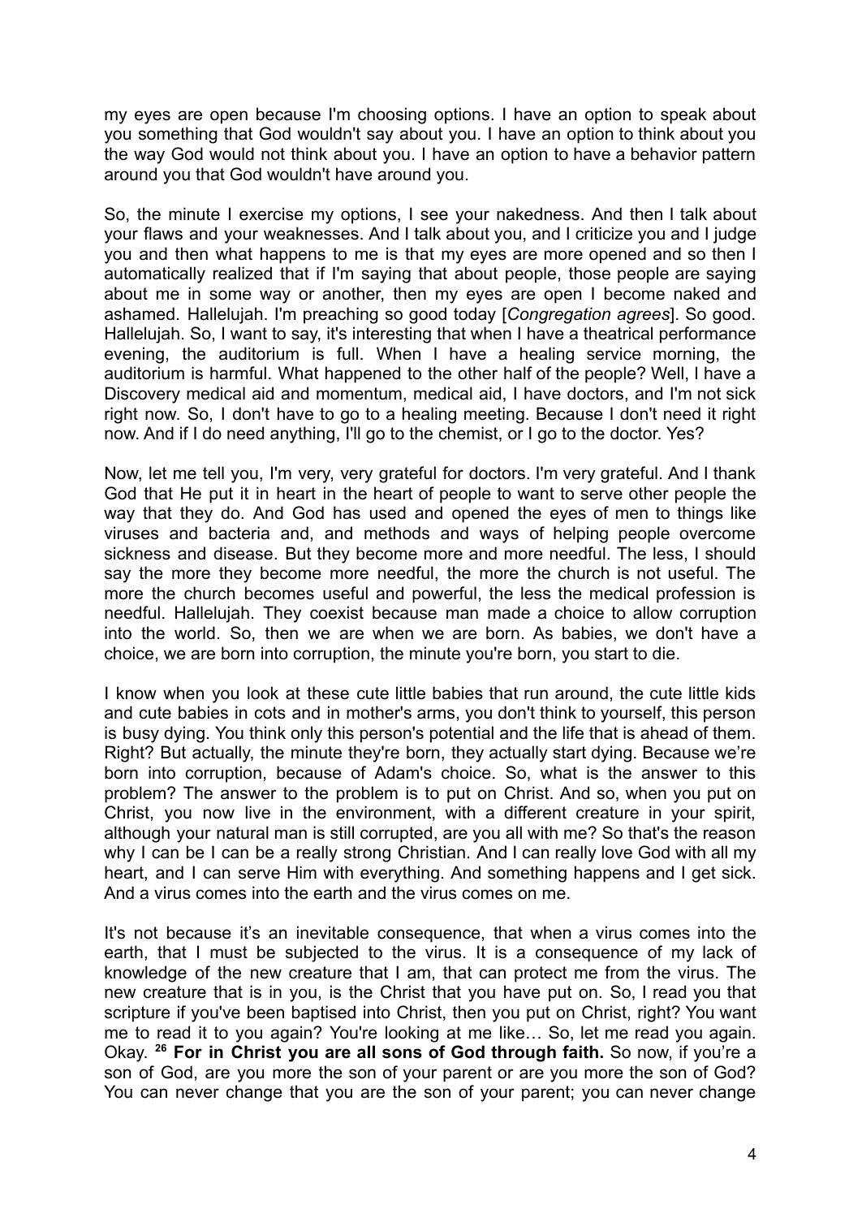my eyes are open because I'm choosing options. I have an option to speak about you something that God wouldn't say about you. I have an option to think about you the way God would not think about you. I have an option to have a behavior pattern around you that God wouldn't have around you.

So, the minute I exercise my options, I see your nakedness. And then I talk about your flaws and your weaknesses. And I talk about you, and I criticize you and I judge you and then what happens to me is that my eyes are more opened and so then I automatically realized that if I'm saying that about people, those people are saying about me in some way or another, then my eyes are open I become naked and ashamed. Hallelujah. I'm preaching so good today [*Congregation agrees*]. So good. Hallelujah. So, I want to say, it's interesting that when I have a theatrical performance evening, the auditorium is full. When I have a healing service morning, the auditorium is harmful. What happened to the other half of the people? Well, I have a Discovery medical aid and momentum, medical aid, I have doctors, and I'm not sick right now. So, I don't have to go to a healing meeting. Because I don't need it right now. And if I do need anything, I'll go to the chemist, or I go to the doctor. Yes?

Now, let me tell you, I'm very, very grateful for doctors. I'm very grateful. And I thank God that He put it in heart in the heart of people to want to serve other people the way that they do. And God has used and opened the eyes of men to things like viruses and bacteria and, and methods and ways of helping people overcome sickness and disease. But they become more and more needful. The less, I should say the more they become more needful, the more the church is not useful. The more the church becomes useful and powerful, the less the medical profession is needful. Hallelujah. They coexist because man made a choice to allow corruption into the world. So, then we are when we are born. As babies, we don't have a choice, we are born into corruption, the minute you're born, you start to die.

I know when you look at these cute little babies that run around, the cute little kids and cute babies in cots and in mother's arms, you don't think to yourself, this person is busy dying. You think only this person's potential and the life that is ahead of them. Right? But actually, the minute they're born, they actually start dying. Because we're born into corruption, because of Adam's choice. So, what is the answer to this problem? The answer to the problem is to put on Christ. And so, when you put on Christ, you now live in the environment, with a different creature in your spirit, although your natural man is still corrupted, are you all with me? So that's the reason why I can be I can be a really strong Christian. And I can really love God with all my heart, and I can serve Him with everything. And something happens and I get sick. And a virus comes into the earth and the virus comes on me.

It's not because it's an inevitable consequence, that when a virus comes into the earth, that I must be subjected to the virus. It is a consequence of my lack of knowledge of the new creature that I am, that can protect me from the virus. The new creature that is in you, is the Christ that you have put on. So, I read you that scripture if you've been baptised into Christ, then you put on Christ, right? You want me to read it to you again? You're looking at me like… So, let me read you again. Okay. **26 For in Christ you are all sons of God through faith.** So now, if you're a son of God, are you more the son of your parent or are you more the son of God? You can never change that you are the son of your parent; you can never change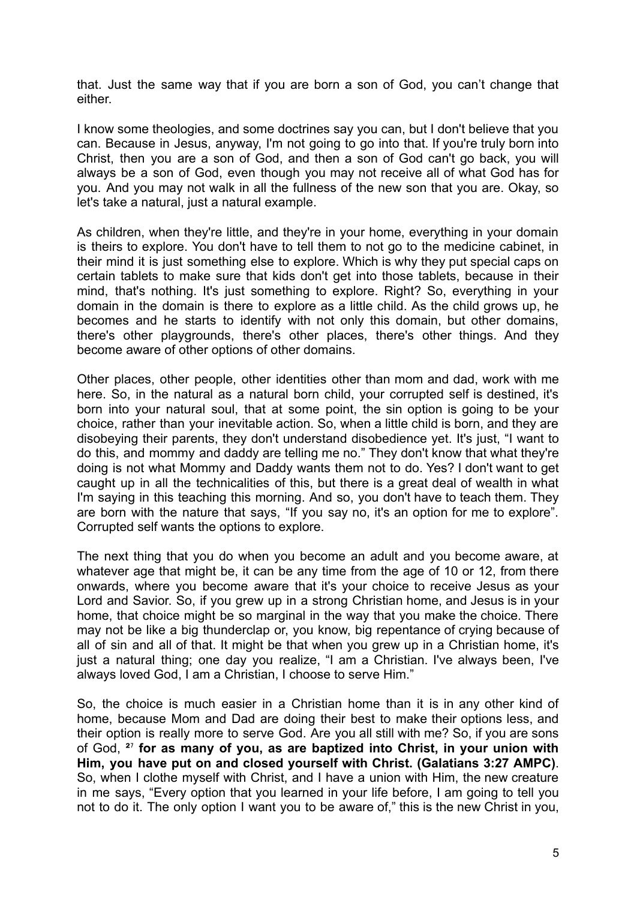that. Just the same way that if you are born a son of God, you can't change that either.

I know some theologies, and some doctrines say you can, but I don't believe that you can. Because in Jesus, anyway, I'm not going to go into that. If you're truly born into Christ, then you are a son of God, and then a son of God can't go back, you will always be a son of God, even though you may not receive all of what God has for you. And you may not walk in all the fullness of the new son that you are. Okay, so let's take a natural, just a natural example.

As children, when they're little, and they're in your home, everything in your domain is theirs to explore. You don't have to tell them to not go to the medicine cabinet, in their mind it is just something else to explore. Which is why they put special caps on certain tablets to make sure that kids don't get into those tablets, because in their mind, that's nothing. It's just something to explore. Right? So, everything in your domain in the domain is there to explore as a little child. As the child grows up, he becomes and he starts to identify with not only this domain, but other domains, there's other playgrounds, there's other places, there's other things. And they become aware of other options of other domains.

Other places, other people, other identities other than mom and dad, work with me here. So, in the natural as a natural born child, your corrupted self is destined, it's born into your natural soul, that at some point, the sin option is going to be your choice, rather than your inevitable action. So, when a little child is born, and they are disobeying their parents, they don't understand disobedience yet. It's just, "I want to do this, and mommy and daddy are telling me no." They don't know that what they're doing is not what Mommy and Daddy wants them not to do. Yes? I don't want to get caught up in all the technicalities of this, but there is a great deal of wealth in what I'm saying in this teaching this morning. And so, you don't have to teach them. They are born with the nature that says, "If you say no, it's an option for me to explore". Corrupted self wants the options to explore.

The next thing that you do when you become an adult and you become aware, at whatever age that might be, it can be any time from the age of 10 or 12, from there onwards, where you become aware that it's your choice to receive Jesus as your Lord and Savior. So, if you grew up in a strong Christian home, and Jesus is in your home, that choice might be so marginal in the way that you make the choice. There may not be like a big thunderclap or, you know, big repentance of crying because of all of sin and all of that. It might be that when you grew up in a Christian home, it's just a natural thing; one day you realize, "I am a Christian. I've always been, I've always loved God, I am a Christian, I choose to serve Him."

So, the choice is much easier in a Christian home than it is in any other kind of home, because Mom and Dad are doing their best to make their options less, and their option is really more to serve God. Are you all still with me? So, if you are sons of God, [27] **for as many of you, as are baptized into Christ, in your union with Him, you have put on and closed yourself with Christ. (Galatians 3:27 AMPC)**. So, when I clothe myself with Christ, and I have a union with Him, the new creature in me says, "Every option that you learned in your life before, I am going to tell you not to do it. The only option I want you to be aware of," this is the new Christ in you,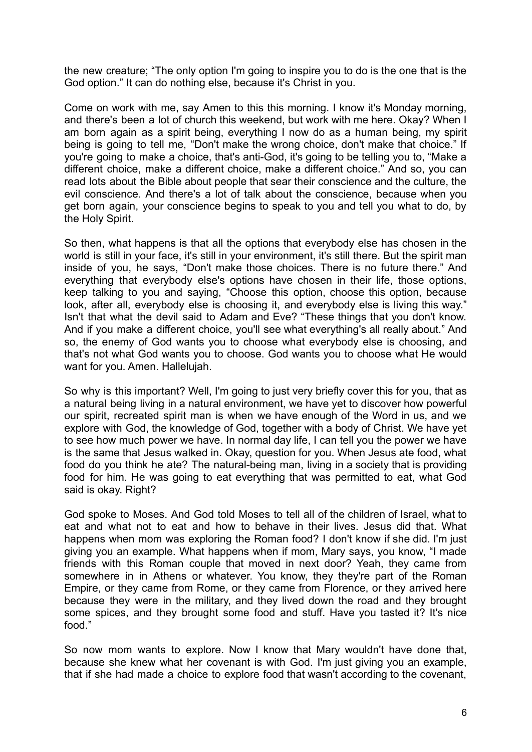the new creature; "The only option I'm going to inspire you to do is the one that is the God option." It can do nothing else, because it's Christ in you.

Come on work with me, say Amen to this this morning. I know it's Monday morning, and there's been a lot of church this weekend, but work with me here. Okay? When I am born again as a spirit being, everything I now do as a human being, my spirit being is going to tell me, "Don't make the wrong choice, don't make that choice." If you're going to make a choice, that's anti-God, it's going to be telling you to, "Make a different choice, make a different choice, make a different choice." And so, you can read lots about the Bible about people that sear their conscience and the culture, the evil conscience. And there's a lot of talk about the conscience, because when you get born again, your conscience begins to speak to you and tell you what to do, by the Holy Spirit.

So then, what happens is that all the options that everybody else has chosen in the world is still in your face, it's still in your environment, it's still there. But the spirit man inside of you, he says, "Don't make those choices. There is no future there." And everything that everybody else's options have chosen in their life, those options, keep talking to you and saying, "Choose this option, choose this option, because look, after all, everybody else is choosing it, and everybody else is living this way." Isn't that what the devil said to Adam and Eve? "These things that you don't know. And if you make a different choice, you'll see what everything's all really about." And so, the enemy of God wants you to choose what everybody else is choosing, and that's not what God wants you to choose. God wants you to choose what He would want for you. Amen. Hallelujah.

So why is this important? Well, I'm going to just very briefly cover this for you, that as a natural being living in a natural environment, we have yet to discover how powerful our spirit, recreated spirit man is when we have enough of the Word in us, and we explore with God, the knowledge of God, together with a body of Christ. We have yet to see how much power we have. In normal day life, I can tell you the power we have is the same that Jesus walked in. Okay, question for you. When Jesus ate food, what food do you think he ate? The natural-being man, living in a society that is providing food for him. He was going to eat everything that was permitted to eat, what God said is okay. Right?

God spoke to Moses. And God told Moses to tell all of the children of Israel, what to eat and what not to eat and how to behave in their lives. Jesus did that. What happens when mom was exploring the Roman food? I don't know if she did. I'm just giving you an example. What happens when if mom, Mary says, you know, "I made friends with this Roman couple that moved in next door? Yeah, they came from somewhere in in Athens or whatever. You know, they they're part of the Roman Empire, or they came from Rome, or they came from Florence, or they arrived here because they were in the military, and they lived down the road and they brought some spices, and they brought some food and stuff. Have you tasted it? It's nice food."

So now mom wants to explore. Now I know that Mary wouldn't have done that, because she knew what her covenant is with God. I'm just giving you an example, that if she had made a choice to explore food that wasn't according to the covenant,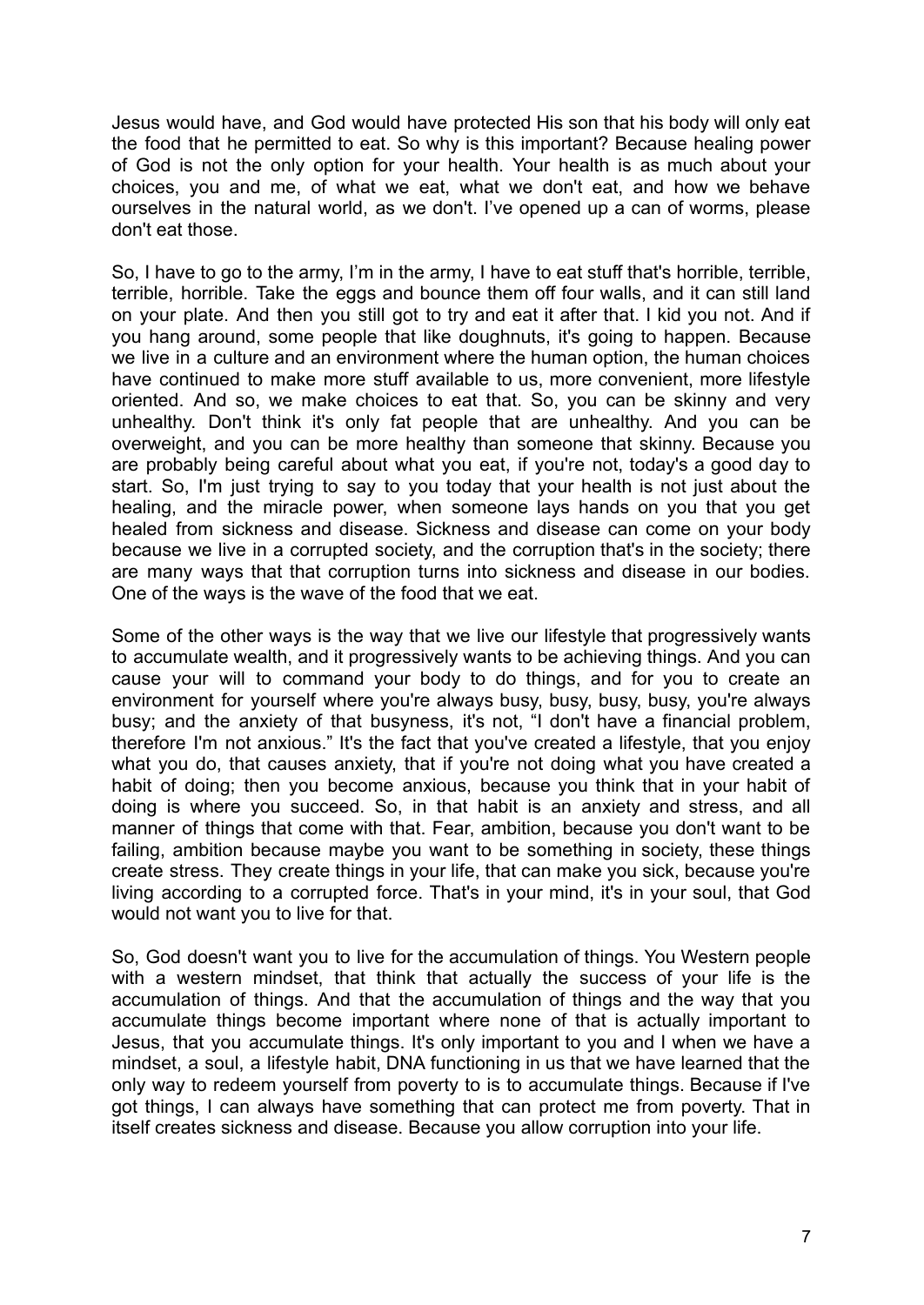Jesus would have, and God would have protected His son that his body will only eat the food that he permitted to eat. So why is this important? Because healing power of God is not the only option for your health. Your health is as much about your choices, you and me, of what we eat, what we don't eat, and how we behave ourselves in the natural world, as we don't. I've opened up a can of worms, please don't eat those.

So, I have to go to the army, I'm in the army, I have to eat stuff that's horrible, terrible, terrible, horrible. Take the eggs and bounce them off four walls, and it can still land on your plate. And then you still got to try and eat it after that. I kid you not. And if you hang around, some people that like doughnuts, it's going to happen. Because we live in a culture and an environment where the human option, the human choices have continued to make more stuff available to us, more convenient, more lifestyle oriented. And so, we make choices to eat that. So, you can be skinny and very unhealthy. Don't think it's only fat people that are unhealthy. And you can be overweight, and you can be more healthy than someone that skinny. Because you are probably being careful about what you eat, if you're not, today's a good day to start. So, I'm just trying to say to you today that your health is not just about the healing, and the miracle power, when someone lays hands on you that you get healed from sickness and disease. Sickness and disease can come on your body because we live in a corrupted society, and the corruption that's in the society; there are many ways that that corruption turns into sickness and disease in our bodies. One of the ways is the wave of the food that we eat.

Some of the other ways is the way that we live our lifestyle that progressively wants to accumulate wealth, and it progressively wants to be achieving things. And you can cause your will to command your body to do things, and for you to create an environment for yourself where you're always busy, busy, busy, busy, you're always busy; and the anxiety of that busyness, it's not, "I don't have a financial problem, therefore I'm not anxious." It's the fact that you've created a lifestyle, that you enjoy what you do, that causes anxiety, that if you're not doing what you have created a habit of doing; then you become anxious, because you think that in your habit of doing is where you succeed. So, in that habit is an anxiety and stress, and all manner of things that come with that. Fear, ambition, because you don't want to be failing, ambition because maybe you want to be something in society, these things create stress. They create things in your life, that can make you sick, because you're living according to a corrupted force. That's in your mind, it's in your soul, that God would not want you to live for that.

So, God doesn't want you to live for the accumulation of things. You Western people with a western mindset, that think that actually the success of your life is the accumulation of things. And that the accumulation of things and the way that you accumulate things become important where none of that is actually important to Jesus, that you accumulate things. It's only important to you and I when we have a mindset, a soul, a lifestyle habit, DNA functioning in us that we have learned that the only way to redeem yourself from poverty to is to accumulate things. Because if I've got things, I can always have something that can protect me from poverty. That in itself creates sickness and disease. Because you allow corruption into your life.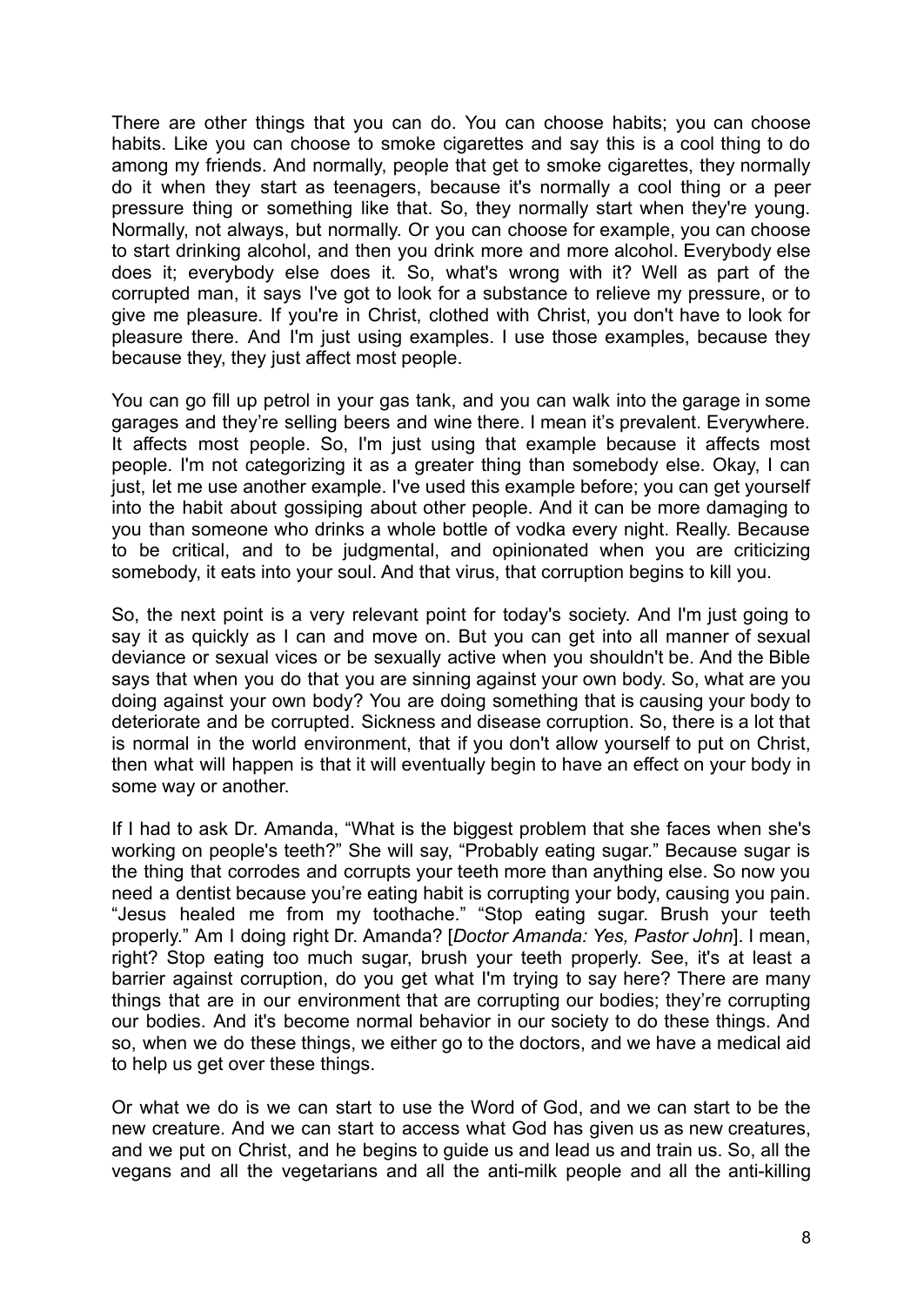There are other things that you can do. You can choose habits; you can choose habits. Like you can choose to smoke cigarettes and say this is a cool thing to do among my friends. And normally, people that get to smoke cigarettes, they normally do it when they start as teenagers, because it's normally a cool thing or a peer pressure thing or something like that. So, they normally start when they're young. Normally, not always, but normally. Or you can choose for example, you can choose to start drinking alcohol, and then you drink more and more alcohol. Everybody else does it; everybody else does it. So, what's wrong with it? Well as part of the corrupted man, it says I've got to look for a substance to relieve my pressure, or to give me pleasure. If you're in Christ, clothed with Christ, you don't have to look for pleasure there. And I'm just using examples. I use those examples, because they because they, they just affect most people.

You can go fill up petrol in your gas tank, and you can walk into the garage in some garages and they're selling beers and wine there. I mean it's prevalent. Everywhere. It affects most people. So, I'm just using that example because it affects most people. I'm not categorizing it as a greater thing than somebody else. Okay, I can just, let me use another example. I've used this example before; you can get yourself into the habit about gossiping about other people. And it can be more damaging to you than someone who drinks a whole bottle of vodka every night. Really. Because to be critical, and to be judgmental, and opinionated when you are criticizing somebody, it eats into your soul. And that virus, that corruption begins to kill you.

So, the next point is a very relevant point for today's society. And I'm just going to say it as quickly as I can and move on. But you can get into all manner of sexual deviance or sexual vices or be sexually active when you shouldn't be. And the Bible says that when you do that you are sinning against your own body. So, what are you doing against your own body? You are doing something that is causing your body to deteriorate and be corrupted. Sickness and disease corruption. So, there is a lot that is normal in the world environment, that if you don't allow yourself to put on Christ, then what will happen is that it will eventually begin to have an effect on your body in some way or another.

If I had to ask Dr. Amanda, "What is the biggest problem that she faces when she's working on people's teeth?" She will say, "Probably eating sugar." Because sugar is the thing that corrodes and corrupts your teeth more than anything else. So now you need a dentist because you're eating habit is corrupting your body, causing you pain. "Jesus healed me from my toothache." "Stop eating sugar. Brush your teeth properly." Am I doing right Dr. Amanda? [*Doctor Amanda: Yes, Pastor John*]. I mean, right? Stop eating too much sugar, brush your teeth properly. See, it's at least a barrier against corruption, do you get what I'm trying to say here? There are many things that are in our environment that are corrupting our bodies; they're corrupting our bodies. And it's become normal behavior in our society to do these things. And so, when we do these things, we either go to the doctors, and we have a medical aid to help us get over these things.

Or what we do is we can start to use the Word of God, and we can start to be the new creature. And we can start to access what God has given us as new creatures, and we put on Christ, and he begins to guide us and lead us and train us. So, all the vegans and all the vegetarians and all the anti-milk people and all the anti-killing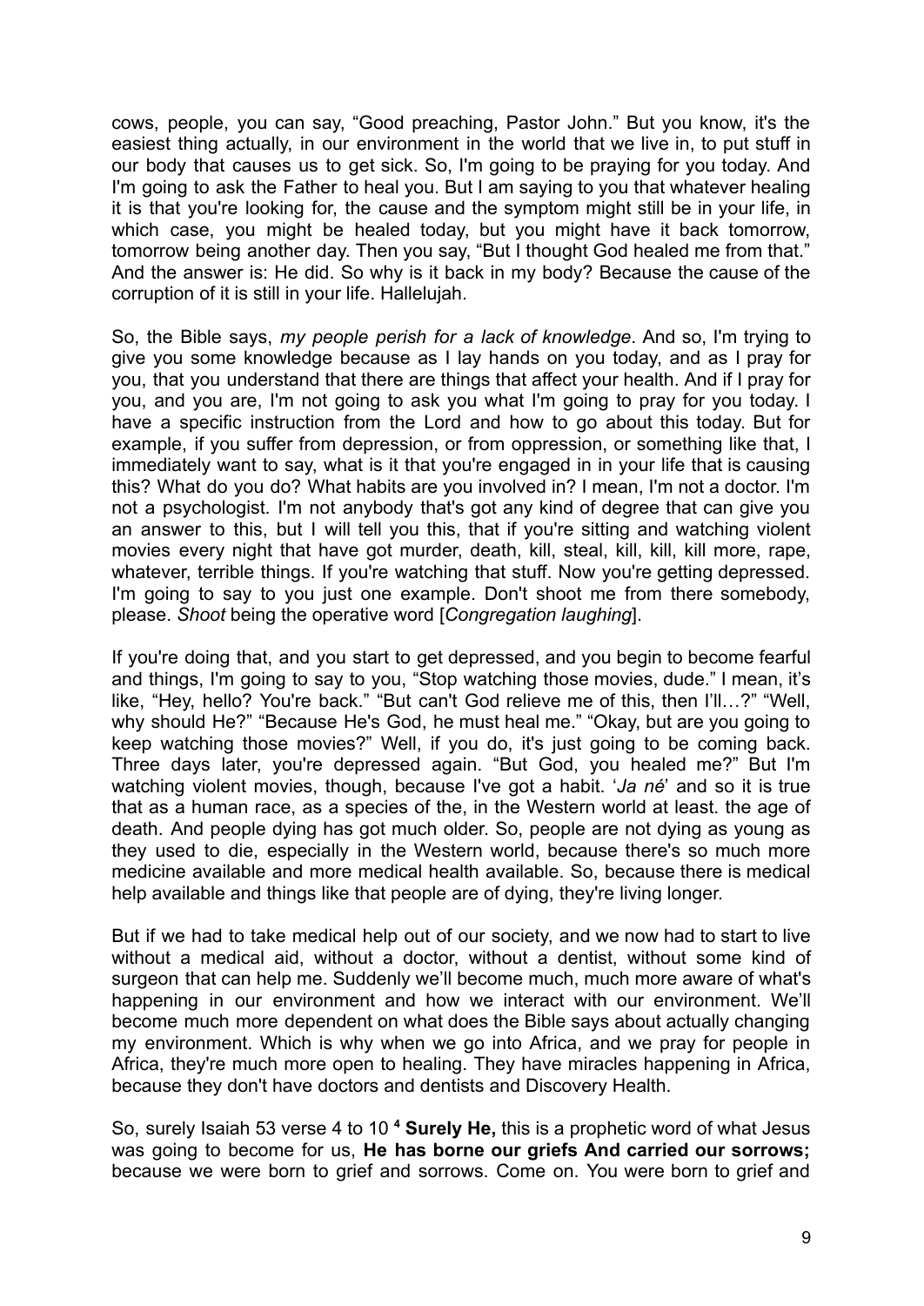cows, people, you can say, "Good preaching, Pastor John." But you know, it's the easiest thing actually, in our environment in the world that we live in, to put stuff in our body that causes us to get sick. So, I'm going to be praying for you today. And I'm going to ask the Father to heal you. But I am saying to you that whatever healing it is that you're looking for, the cause and the symptom might still be in your life, in which case, you might be healed today, but you might have it back tomorrow, tomorrow being another day. Then you say, "But I thought God healed me from that." And the answer is: He did. So why is it back in my body? Because the cause of the corruption of it is still in your life. Hallelujah.

So, the Bible says, *my people perish for a lack of knowledge*. And so, I'm trying to give you some knowledge because as I lay hands on you today, and as I pray for you, that you understand that there are things that affect your health. And if I pray for you, and you are, I'm not going to ask you what I'm going to pray for you today. I have a specific instruction from the Lord and how to go about this today. But for example, if you suffer from depression, or from oppression, or something like that, I immediately want to say, what is it that you're engaged in in your life that is causing this? What do you do? What habits are you involved in? I mean, I'm not a doctor. I'm not a psychologist. I'm not anybody that's got any kind of degree that can give you an answer to this, but I will tell you this, that if you're sitting and watching violent movies every night that have got murder, death, kill, steal, kill, kill, kill more, rape, whatever, terrible things. If you're watching that stuff. Now you're getting depressed. I'm going to say to you just one example. Don't shoot me from there somebody, please. *Shoot* being the operative word [*Congregation laughing*].

If you're doing that, and you start to get depressed, and you begin to become fearful and things, I'm going to say to you, "Stop watching those movies, dude." I mean, it's like, "Hey, hello? You're back." "But can't God relieve me of this, then I'll…?" "Well, why should He?" "Because He's God, he must heal me." "Okay, but are you going to keep watching those movies?" Well, if you do, it's just going to be coming back. Three days later, you're depressed again. "But God, you healed me?" But I'm watching violent movies, though, because I've got a habit. '*Ja né*' and so it is true that as a human race, as a species of the, in the Western world at least. the age of death. And people dying has got much older. So, people are not dying as young as they used to die, especially in the Western world, because there's so much more medicine available and more medical health available. So, because there is medical help available and things like that people are of dying, they're living longer.

But if we had to take medical help out of our society, and we now had to start to live without a medical aid, without a doctor, without a dentist, without some kind of surgeon that can help me. Suddenly we'll become much, much more aware of what's happening in our environment and how we interact with our environment. We'll become much more dependent on what does the Bible says about actually changing my environment. Which is why when we go into Africa, and we pray for people in Africa, they're much more open to healing. They have miracles happening in Africa, because they don't have doctors and dentists and Discovery Health.

So, surely Isaiah 53 verse 4 to 10 **4 Surely He,** this is a prophetic word of what Jesus was going to become for us, **He has borne our griefs And carried our sorrows;** because we were born to grief and sorrows. Come on. You were born to grief and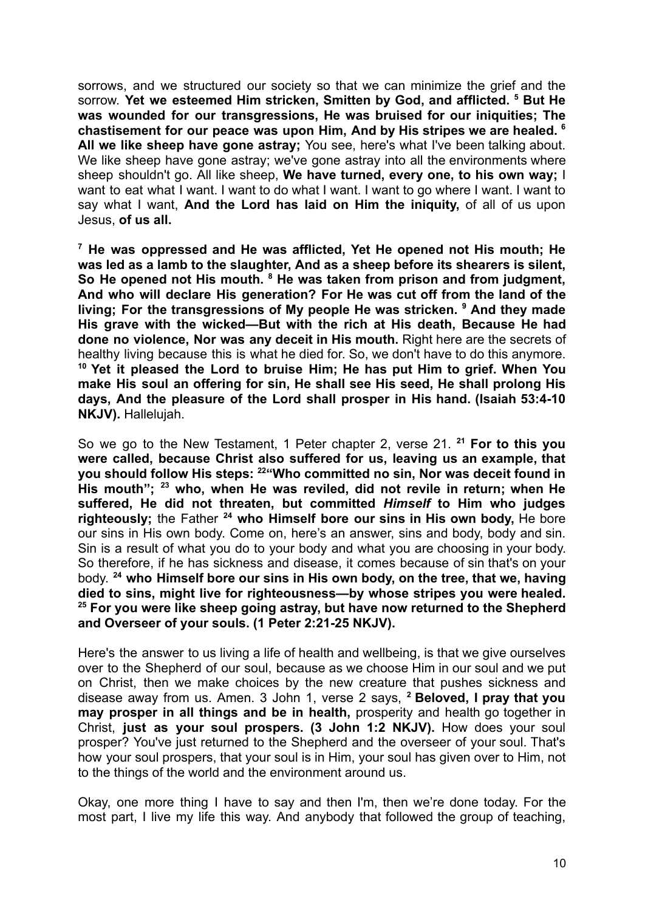sorrows, and we structured our society so that we can minimize the grief and the sorrow. **Yet we esteemed Him stricken, Smitten by God, and afflicted. [5] But He was wounded for our transgressions, He was bruised for our iniquities; The chastisement for our peace was upon Him, And by His stripes we are healed. [6] All we like sheep have gone astray;** You see, here's what I've been talking about. We like sheep have gone astray; we've gone astray into all the environments where sheep shouldn't go. All like sheep, **We have turned, every one, to his own way;** I want to eat what I want. I want to do what I want. I want to go where I want. I want to say what I want, **And the Lord has laid on Him the iniquity,** of all of us upon Jesus, **of us all.**

**[7] He was oppressed and He was afflicted, Yet He opened not His mouth; He was led as a lamb to the slaughter, And as a sheep before its shearers is silent, So He opened not His mouth. [8] He was taken from prison and from judgment, And who will declare His generation? For He was cut off from the land of the living; For the transgressions of My people He was stricken. [9] And they made His grave with the wicked—But with the rich at His death, Because He had done no violence, Nor was any deceit in His mouth.** Right here are the secrets of healthy living because this is what he died for. So, we don't have to do this anymore. **[10] Yet it pleased the Lord to bruise Him; He has put Him to grief. When You make His soul an offering for sin, He shall see His seed, He shall prolong His days, And the pleasure of the Lord shall prosper in His hand. (Isaiah 53:4-10 NKJV).** Hallelujah.

So we go to the New Testament, 1 Peter chapter 2, verse 21. **[21] For to this you were called, because Christ also suffered for us, leaving us an example, that you should follow His steps: [22]"Who committed no sin, Nor was deceit found in His mouth"; [23] who, when He was reviled, did not revile in return; when He suffered, He did not threaten, but committed *Himself* to Him who judges righteously;** the Father **[24] who Himself bore our sins in His own body,** He bore our sins in His own body. Come on, here's an answer, sins and body, body and sin. Sin is a result of what you do to your body and what you are choosing in your body. So therefore, if he has sickness and disease, it comes because of sin that's on your body. **[24] who Himself bore our sins in His own body, on the tree, that we, having died to sins, might live for righteousness—by whose stripes you were healed. [25] For you were like sheep going astray, but have now returned to the Shepherd and Overseer of your souls. (1 Peter 2:21-25 NKJV).**

Here's the answer to us living a life of health and wellbeing, is that we give ourselves over to the Shepherd of our soul, because as we choose Him in our soul and we put on Christ, then we make choices by the new creature that pushes sickness and disease away from us. Amen. 3 John 1, verse 2 says, **[2] Beloved, I pray that you may prosper in all things and be in health,** prosperity and health go together in Christ, **just as your soul prospers. (3 John 1:2 NKJV).** How does your soul prosper? You've just returned to the Shepherd and the overseer of your soul. That's how your soul prospers, that your soul is in Him, your soul has given over to Him, not to the things of the world and the environment around us.

Okay, one more thing I have to say and then I'm, then we're done today. For the most part, I live my life this way. And anybody that followed the group of teaching,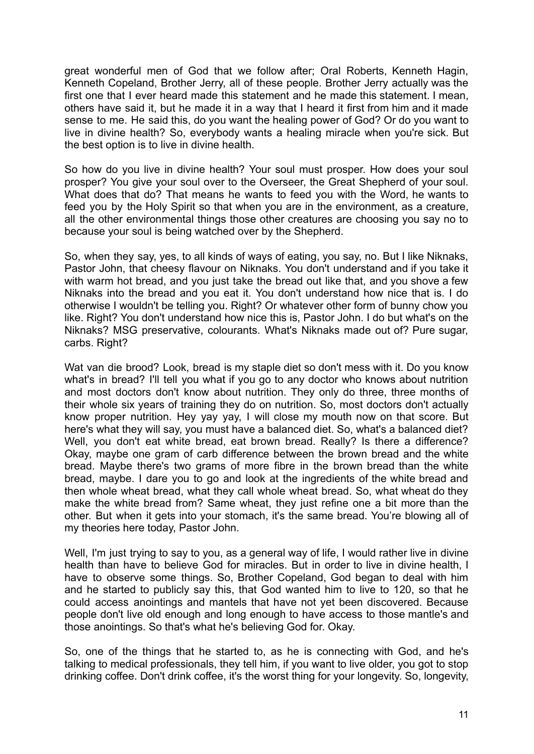great wonderful men of God that we follow after; Oral Roberts, Kenneth Hagin, Kenneth Copeland, Brother Jerry, all of these people. Brother Jerry actually was the first one that I ever heard made this statement and he made this statement. I mean, others have said it, but he made it in a way that I heard it first from him and it made sense to me. He said this, do you want the healing power of God? Or do you want to live in divine health? So, everybody wants a healing miracle when you're sick. But the best option is to live in divine health.

So how do you live in divine health? Your soul must prosper. How does your soul prosper? You give your soul over to the Overseer, the Great Shepherd of your soul. What does that do? That means he wants to feed you with the Word, he wants to feed you by the Holy Spirit so that when you are in the environment, as a creature, all the other environmental things those other creatures are choosing you say no to because your soul is being watched over by the Shepherd.

So, when they say, yes, to all kinds of ways of eating, you say, no. But I like Niknaks, Pastor John, that cheesy flavour on Niknaks. You don't understand and if you take it with warm hot bread, and you just take the bread out like that, and you shove a few Niknaks into the bread and you eat it. You don't understand how nice that is. I do otherwise I wouldn't be telling you. Right? Or whatever other form of bunny chow you like. Right? You don't understand how nice this is, Pastor John. I do but what's on the Niknaks? MSG preservative, colourants. What's Niknaks made out of? Pure sugar, carbs. Right?

Wat van die brood? Look, bread is my staple diet so don't mess with it. Do you know what's in bread? I'll tell you what if you go to any doctor who knows about nutrition and most doctors don't know about nutrition. They only do three, three months of their whole six years of training they do on nutrition. So, most doctors don't actually know proper nutrition. Hey yay yay, I will close my mouth now on that score. But here's what they will say, you must have a balanced diet. So, what's a balanced diet? Well, you don't eat white bread, eat brown bread. Really? Is there a difference? Okay, maybe one gram of carb difference between the brown bread and the white bread. Maybe there's two grams of more fibre in the brown bread than the white bread, maybe. I dare you to go and look at the ingredients of the white bread and then whole wheat bread, what they call whole wheat bread. So, what wheat do they make the white bread from? Same wheat, they just refine one a bit more than the other. But when it gets into your stomach, it's the same bread. You're blowing all of my theories here today, Pastor John.

Well, I'm just trying to say to you, as a general way of life, I would rather live in divine health than have to believe God for miracles. But in order to live in divine health, I have to observe some things. So, Brother Copeland, God began to deal with him and he started to publicly say this, that God wanted him to live to 120, so that he could access anointings and mantels that have not yet been discovered. Because people don't live old enough and long enough to have access to those mantle's and those anointings. So that's what he's believing God for. Okay.

So, one of the things that he started to, as he is connecting with God, and he's talking to medical professionals, they tell him, if you want to live older, you got to stop drinking coffee. Don't drink coffee, it's the worst thing for your longevity. So, longevity,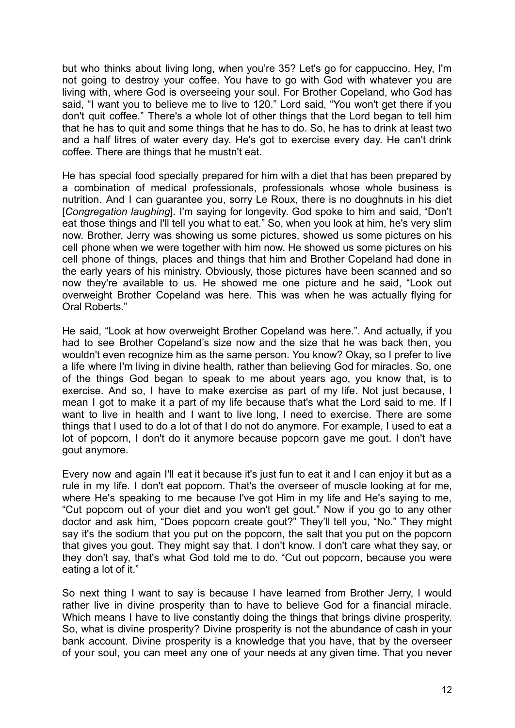but who thinks about living long, when you're 35? Let's go for cappuccino. Hey, I'm not going to destroy your coffee. You have to go with God with whatever you are living with, where God is overseeing your soul. For Brother Copeland, who God has said, "I want you to believe me to live to 120." Lord said, "You won't get there if you don't quit coffee." There's a whole lot of other things that the Lord began to tell him that he has to quit and some things that he has to do. So, he has to drink at least two and a half litres of water every day. He's got to exercise every day. He can't drink coffee. There are things that he mustn't eat.

He has special food specially prepared for him with a diet that has been prepared by a combination of medical professionals, professionals whose whole business is nutrition. And I can guarantee you, sorry Le Roux, there is no doughnuts in his diet [*Congregation laughing*]. I'm saying for longevity. God spoke to him and said, "Don't eat those things and I'll tell you what to eat." So, when you look at him, he's very slim now. Brother, Jerry was showing us some pictures, showed us some pictures on his cell phone when we were together with him now. He showed us some pictures on his cell phone of things, places and things that him and Brother Copeland had done in the early years of his ministry. Obviously, those pictures have been scanned and so now they're available to us. He showed me one picture and he said, "Look out overweight Brother Copeland was here. This was when he was actually flying for Oral Roberts."

He said, "Look at how overweight Brother Copeland was here.". And actually, if you had to see Brother Copeland's size now and the size that he was back then, you wouldn't even recognize him as the same person. You know? Okay, so I prefer to live a life where I'm living in divine health, rather than believing God for miracles. So, one of the things God began to speak to me about years ago, you know that, is to exercise. And so, I have to make exercise as part of my life. Not just because, I mean I got to make it a part of my life because that's what the Lord said to me. If I want to live in health and I want to live long, I need to exercise. There are some things that I used to do a lot of that I do not do anymore. For example, I used to eat a lot of popcorn, I don't do it anymore because popcorn gave me gout. I don't have gout anymore.

Every now and again I'll eat it because it's just fun to eat it and I can enjoy it but as a rule in my life. I don't eat popcorn. That's the overseer of muscle looking at for me, where He's speaking to me because I've got Him in my life and He's saying to me, "Cut popcorn out of your diet and you won't get gout." Now if you go to any other doctor and ask him, "Does popcorn create gout?" They'll tell you, "No." They might say it's the sodium that you put on the popcorn, the salt that you put on the popcorn that gives you gout. They might say that. I don't know. I don't care what they say, or they don't say, that's what God told me to do. "Cut out popcorn, because you were eating a lot of it."

So next thing I want to say is because I have learned from Brother Jerry, I would rather live in divine prosperity than to have to believe God for a financial miracle. Which means I have to live constantly doing the things that brings divine prosperity. So, what is divine prosperity? Divine prosperity is not the abundance of cash in your bank account. Divine prosperity is a knowledge that you have, that by the overseer of your soul, you can meet any one of your needs at any given time. That you never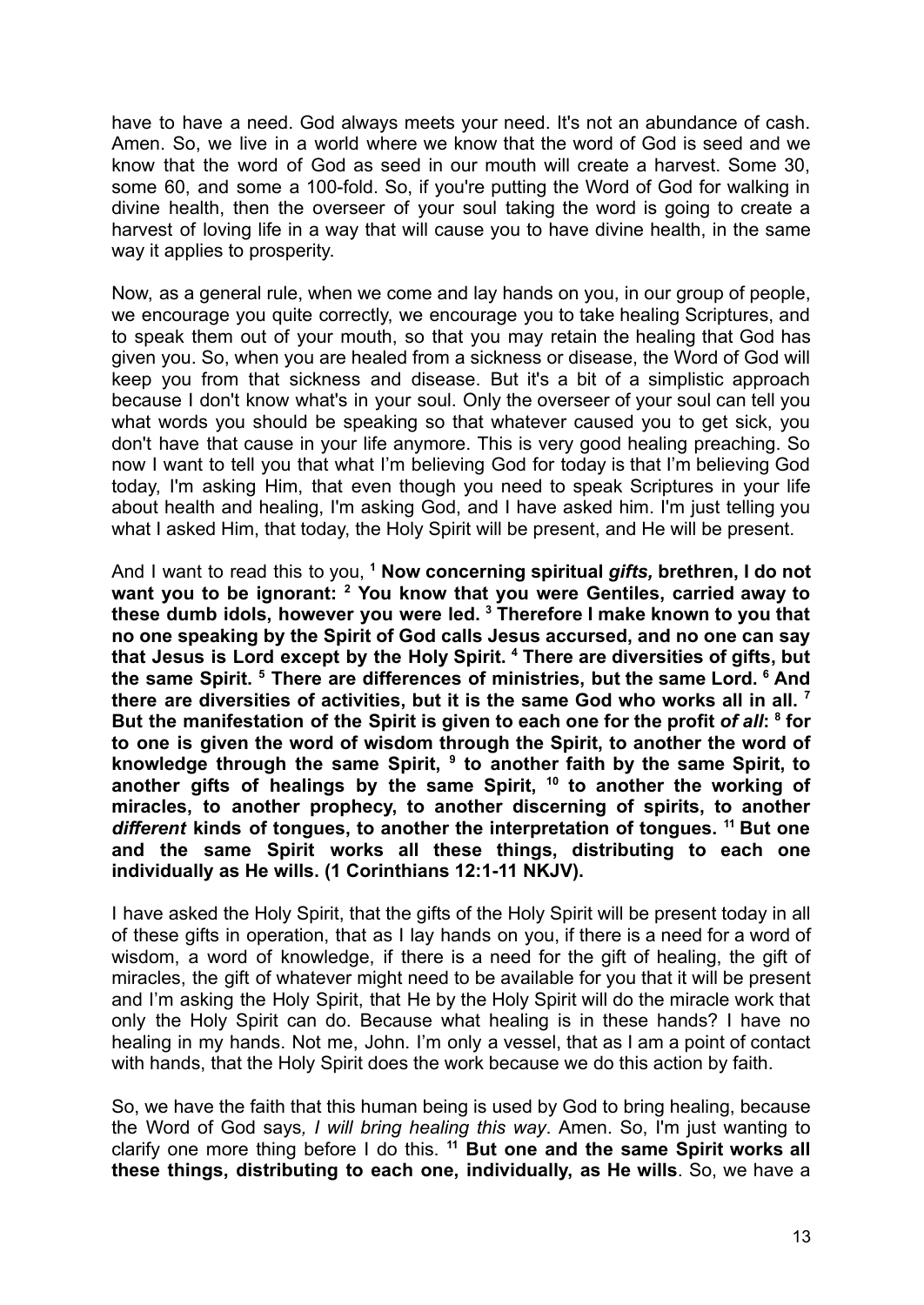have to have a need. God always meets your need. It's not an abundance of cash. Amen. So, we live in a world where we know that the word of God is seed and we know that the word of God as seed in our mouth will create a harvest. Some 30, some 60, and some a 100-fold. So, if you're putting the Word of God for walking in divine health, then the overseer of your soul taking the word is going to create a harvest of loving life in a way that will cause you to have divine health, in the same way it applies to prosperity.

Now, as a general rule, when we come and lay hands on you, in our group of people, we encourage you quite correctly, we encourage you to take healing Scriptures, and to speak them out of your mouth, so that you may retain the healing that God has given you. So, when you are healed from a sickness or disease, the Word of God will keep you from that sickness and disease. But it's a bit of a simplistic approach because I don't know what's in your soul. Only the overseer of your soul can tell you what words you should be speaking so that whatever caused you to get sick, you don't have that cause in your life anymore. This is very good healing preaching. So now I want to tell you that what I'm believing God for today is that I'm believing God today, I'm asking Him, that even though you need to speak Scriptures in your life about health and healing, I'm asking God, and I have asked him. I'm just telling you what I asked Him, that today, the Holy Spirit will be present, and He will be present.

And I want to read this to you, [1] **Now concerning spiritual *gifts,* brethren, I do not want you to be ignorant: [2] You know that you were Gentiles, carried away to these dumb idols, however you were led. [3] Therefore I make known to you that no one speaking by the Spirit of God calls Jesus accursed, and no one can say that Jesus is Lord except by the Holy Spirit. [4] There are diversities of gifts, but the same Spirit. [5] There are differences of ministries, but the same Lord. [6] And there are diversities of activities, but it is the same God who works all in all. [7] But the manifestation of the Spirit is given to each one for the profit *of all*: [8] for to one is given the word of wisdom through the Spirit, to another the word of knowledge through the same Spirit, [9] to another faith by the same Spirit, to another gifts of healings by the same Spirit, [10] to another the working of miracles, to another prophecy, to another discerning of spirits, to another *different* kinds of tongues, to another the interpretation of tongues. [11] But one and the same Spirit works all these things, distributing to each one individually as He wills. (1 Corinthians 12:1-11 NKJV).**

I have asked the Holy Spirit, that the gifts of the Holy Spirit will be present today in all of these gifts in operation, that as I lay hands on you, if there is a need for a word of wisdom, a word of knowledge, if there is a need for the gift of healing, the gift of miracles, the gift of whatever might need to be available for you that it will be present and I'm asking the Holy Spirit, that He by the Holy Spirit will do the miracle work that only the Holy Spirit can do. Because what healing is in these hands? I have no healing in my hands. Not me, John. I'm only a vessel, that as I am a point of contact with hands, that the Holy Spirit does the work because we do this action by faith.

So, we have the faith that this human being is used by God to bring healing, because the Word of God says*, I will bring healing this way*. Amen. So, I'm just wanting to clarify one more thing before I do this. [11] **But one and the same Spirit works all these things, distributing to each one, individually, as He wills**. So, we have a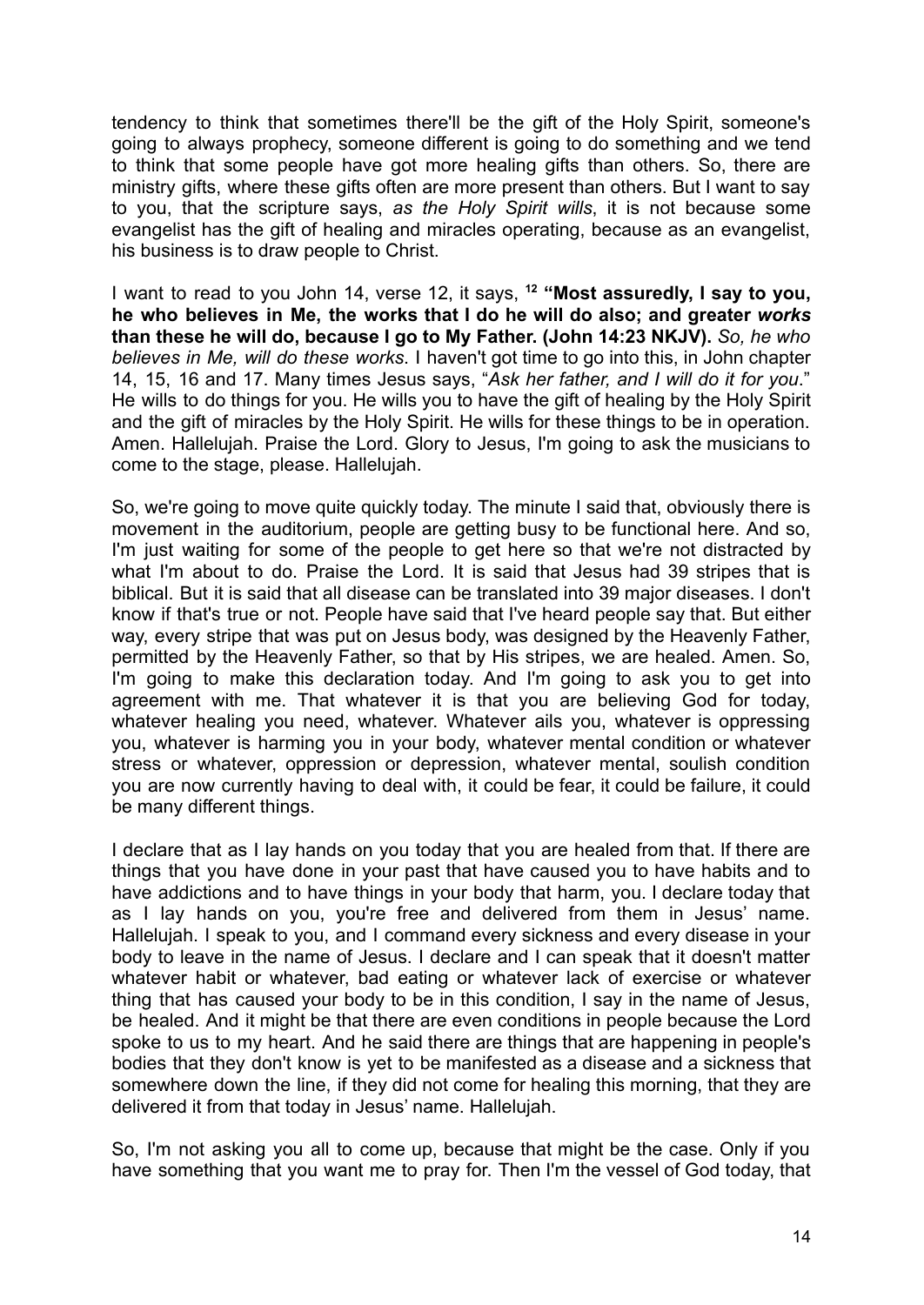tendency to think that sometimes there'll be the gift of the Holy Spirit, someone's going to always prophecy, someone different is going to do something and we tend to think that some people have got more healing gifts than others. So, there are ministry gifts, where these gifts often are more present than others. But I want to say to you, that the scripture says, *as the Holy Spirit wills*, it is not because some evangelist has the gift of healing and miracles operating, because as an evangelist, his business is to draw people to Christ.

I want to read to you John 14, verse 12, it says, **[12] "Most assuredly, I say to you, he who believes in Me, the works that I do he will do also; and greater *works* than these he will do, because I go to My Father. (John 14:23 NKJV).** *So, he who believes in Me, will do these works.* I haven't got time to go into this, in John chapter 14, 15, 16 and 17. Many times Jesus says, "*Ask her father, and I will do it for you*." He wills to do things for you. He wills you to have the gift of healing by the Holy Spirit and the gift of miracles by the Holy Spirit. He wills for these things to be in operation. Amen. Hallelujah. Praise the Lord. Glory to Jesus, I'm going to ask the musicians to come to the stage, please. Hallelujah.

So, we're going to move quite quickly today. The minute I said that, obviously there is movement in the auditorium, people are getting busy to be functional here. And so, I'm just waiting for some of the people to get here so that we're not distracted by what I'm about to do. Praise the Lord. It is said that Jesus had 39 stripes that is biblical. But it is said that all disease can be translated into 39 major diseases. I don't know if that's true or not. People have said that I've heard people say that. But either way, every stripe that was put on Jesus body, was designed by the Heavenly Father, permitted by the Heavenly Father, so that by His stripes, we are healed. Amen. So, I'm going to make this declaration today. And I'm going to ask you to get into agreement with me. That whatever it is that you are believing God for today, whatever healing you need, whatever. Whatever ails you, whatever is oppressing you, whatever is harming you in your body, whatever mental condition or whatever stress or whatever, oppression or depression, whatever mental, soulish condition you are now currently having to deal with, it could be fear, it could be failure, it could be many different things.

I declare that as I lay hands on you today that you are healed from that. If there are things that you have done in your past that have caused you to have habits and to have addictions and to have things in your body that harm, you. I declare today that as I lay hands on you, you're free and delivered from them in Jesus' name. Hallelujah. I speak to you, and I command every sickness and every disease in your body to leave in the name of Jesus. I declare and I can speak that it doesn't matter whatever habit or whatever, bad eating or whatever lack of exercise or whatever thing that has caused your body to be in this condition, I say in the name of Jesus, be healed. And it might be that there are even conditions in people because the Lord spoke to us to my heart. And he said there are things that are happening in people's bodies that they don't know is yet to be manifested as a disease and a sickness that somewhere down the line, if they did not come for healing this morning, that they are delivered it from that today in Jesus' name. Hallelujah.

So, I'm not asking you all to come up, because that might be the case. Only if you have something that you want me to pray for. Then I'm the vessel of God today, that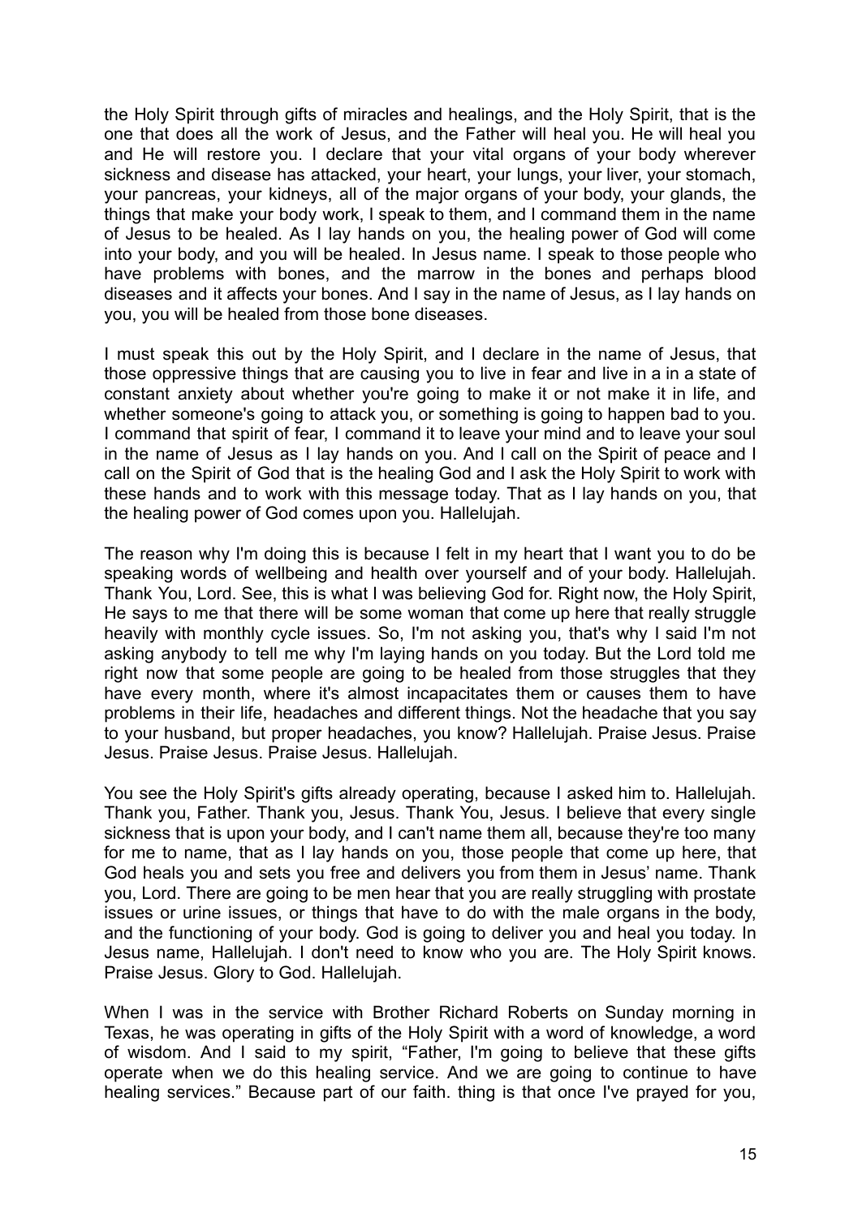the Holy Spirit through gifts of miracles and healings, and the Holy Spirit, that is the one that does all the work of Jesus, and the Father will heal you. He will heal you and He will restore you. I declare that your vital organs of your body wherever sickness and disease has attacked, your heart, your lungs, your liver, your stomach, your pancreas, your kidneys, all of the major organs of your body, your glands, the things that make your body work, I speak to them, and I command them in the name of Jesus to be healed. As I lay hands on you, the healing power of God will come into your body, and you will be healed. In Jesus name. I speak to those people who have problems with bones, and the marrow in the bones and perhaps blood diseases and it affects your bones. And I say in the name of Jesus, as I lay hands on you, you will be healed from those bone diseases.

I must speak this out by the Holy Spirit, and I declare in the name of Jesus, that those oppressive things that are causing you to live in fear and live in a in a state of constant anxiety about whether you're going to make it or not make it in life, and whether someone's going to attack you, or something is going to happen bad to you. I command that spirit of fear, I command it to leave your mind and to leave your soul in the name of Jesus as I lay hands on you. And I call on the Spirit of peace and I call on the Spirit of God that is the healing God and I ask the Holy Spirit to work with these hands and to work with this message today. That as I lay hands on you, that the healing power of God comes upon you. Hallelujah.

The reason why I'm doing this is because I felt in my heart that I want you to do be speaking words of wellbeing and health over yourself and of your body. Hallelujah. Thank You, Lord. See, this is what I was believing God for. Right now, the Holy Spirit, He says to me that there will be some woman that come up here that really struggle heavily with monthly cycle issues. So, I'm not asking you, that's why I said I'm not asking anybody to tell me why I'm laying hands on you today. But the Lord told me right now that some people are going to be healed from those struggles that they have every month, where it's almost incapacitates them or causes them to have problems in their life, headaches and different things. Not the headache that you say to your husband, but proper headaches, you know? Hallelujah. Praise Jesus. Praise Jesus. Praise Jesus. Praise Jesus. Hallelujah.

You see the Holy Spirit's gifts already operating, because I asked him to. Hallelujah. Thank you, Father. Thank you, Jesus. Thank You, Jesus. I believe that every single sickness that is upon your body, and I can't name them all, because they're too many for me to name, that as I lay hands on you, those people that come up here, that God heals you and sets you free and delivers you from them in Jesus' name. Thank you, Lord. There are going to be men hear that you are really struggling with prostate issues or urine issues, or things that have to do with the male organs in the body, and the functioning of your body. God is going to deliver you and heal you today. In Jesus name, Hallelujah. I don't need to know who you are. The Holy Spirit knows. Praise Jesus. Glory to God. Hallelujah.

When I was in the service with Brother Richard Roberts on Sunday morning in Texas, he was operating in gifts of the Holy Spirit with a word of knowledge, a word of wisdom. And I said to my spirit, "Father, I'm going to believe that these gifts operate when we do this healing service. And we are going to continue to have healing services." Because part of our faith. thing is that once I've prayed for you,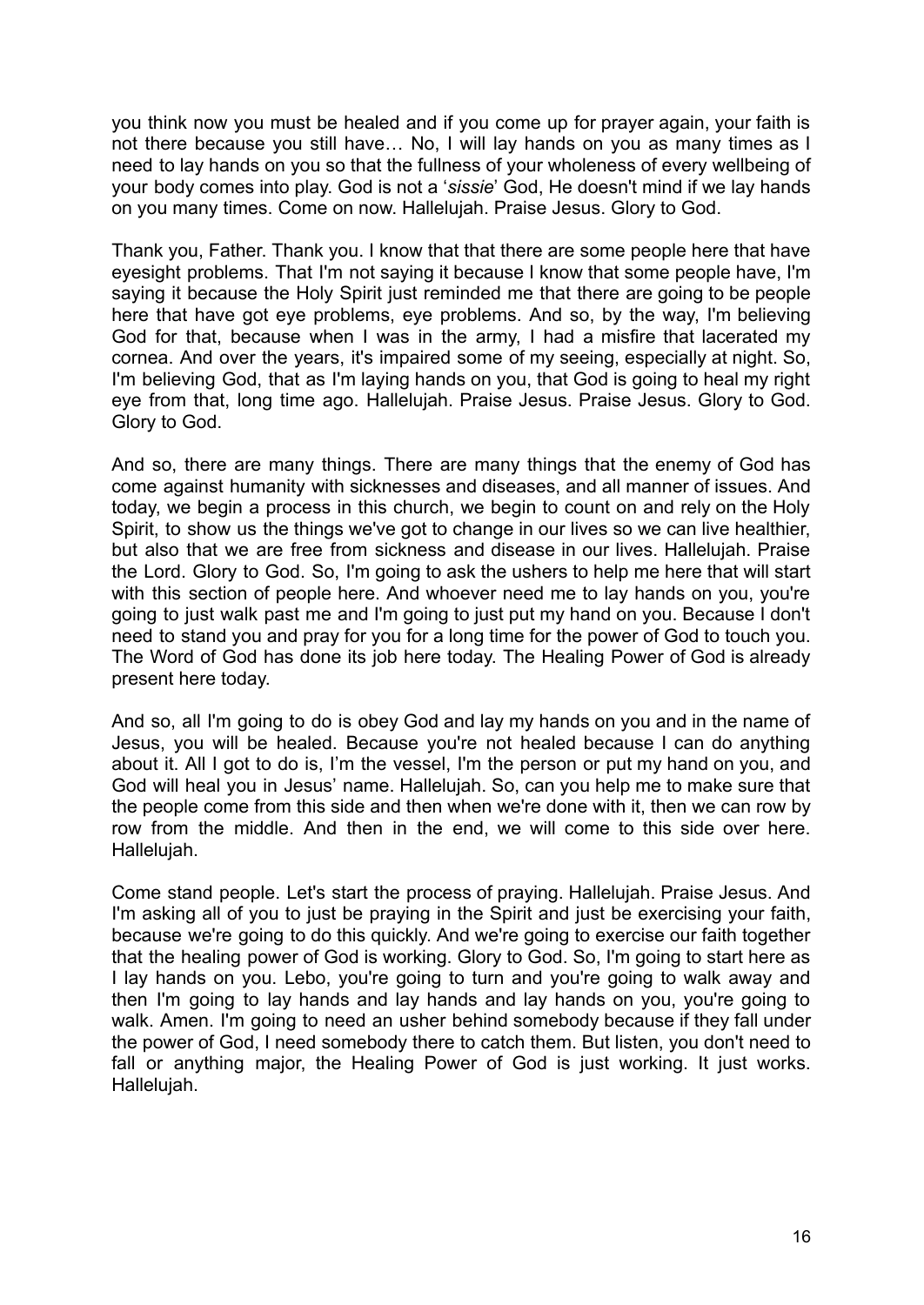you think now you must be healed and if you come up for prayer again, your faith is not there because you still have… No, I will lay hands on you as many times as I need to lay hands on you so that the fullness of your wholeness of every wellbeing of your body comes into play. God is not a '*sissie*' God, He doesn't mind if we lay hands on you many times. Come on now. Hallelujah. Praise Jesus. Glory to God.

Thank you, Father. Thank you. I know that that there are some people here that have eyesight problems. That I'm not saying it because I know that some people have, I'm saying it because the Holy Spirit just reminded me that there are going to be people here that have got eye problems, eye problems. And so, by the way, I'm believing God for that, because when I was in the army, I had a misfire that lacerated my cornea. And over the years, it's impaired some of my seeing, especially at night. So, I'm believing God, that as I'm laying hands on you, that God is going to heal my right eye from that, long time ago. Hallelujah. Praise Jesus. Praise Jesus. Glory to God. Glory to God.

And so, there are many things. There are many things that the enemy of God has come against humanity with sicknesses and diseases, and all manner of issues. And today, we begin a process in this church, we begin to count on and rely on the Holy Spirit, to show us the things we've got to change in our lives so we can live healthier, but also that we are free from sickness and disease in our lives. Hallelujah. Praise the Lord. Glory to God. So, I'm going to ask the ushers to help me here that will start with this section of people here. And whoever need me to lay hands on you, you're going to just walk past me and I'm going to just put my hand on you. Because I don't need to stand you and pray for you for a long time for the power of God to touch you. The Word of God has done its job here today. The Healing Power of God is already present here today.

And so, all I'm going to do is obey God and lay my hands on you and in the name of Jesus, you will be healed. Because you're not healed because I can do anything about it. All I got to do is, I'm the vessel, I'm the person or put my hand on you, and God will heal you in Jesus' name. Hallelujah. So, can you help me to make sure that the people come from this side and then when we're done with it, then we can row by row from the middle. And then in the end, we will come to this side over here. Hallelujah.

Come stand people. Let's start the process of praying. Hallelujah. Praise Jesus. And I'm asking all of you to just be praying in the Spirit and just be exercising your faith, because we're going to do this quickly. And we're going to exercise our faith together that the healing power of God is working. Glory to God. So, I'm going to start here as I lay hands on you. Lebo, you're going to turn and you're going to walk away and then I'm going to lay hands and lay hands and lay hands on you, you're going to walk. Amen. I'm going to need an usher behind somebody because if they fall under the power of God, I need somebody there to catch them. But listen, you don't need to fall or anything major, the Healing Power of God is just working. It just works. Hallelujah.